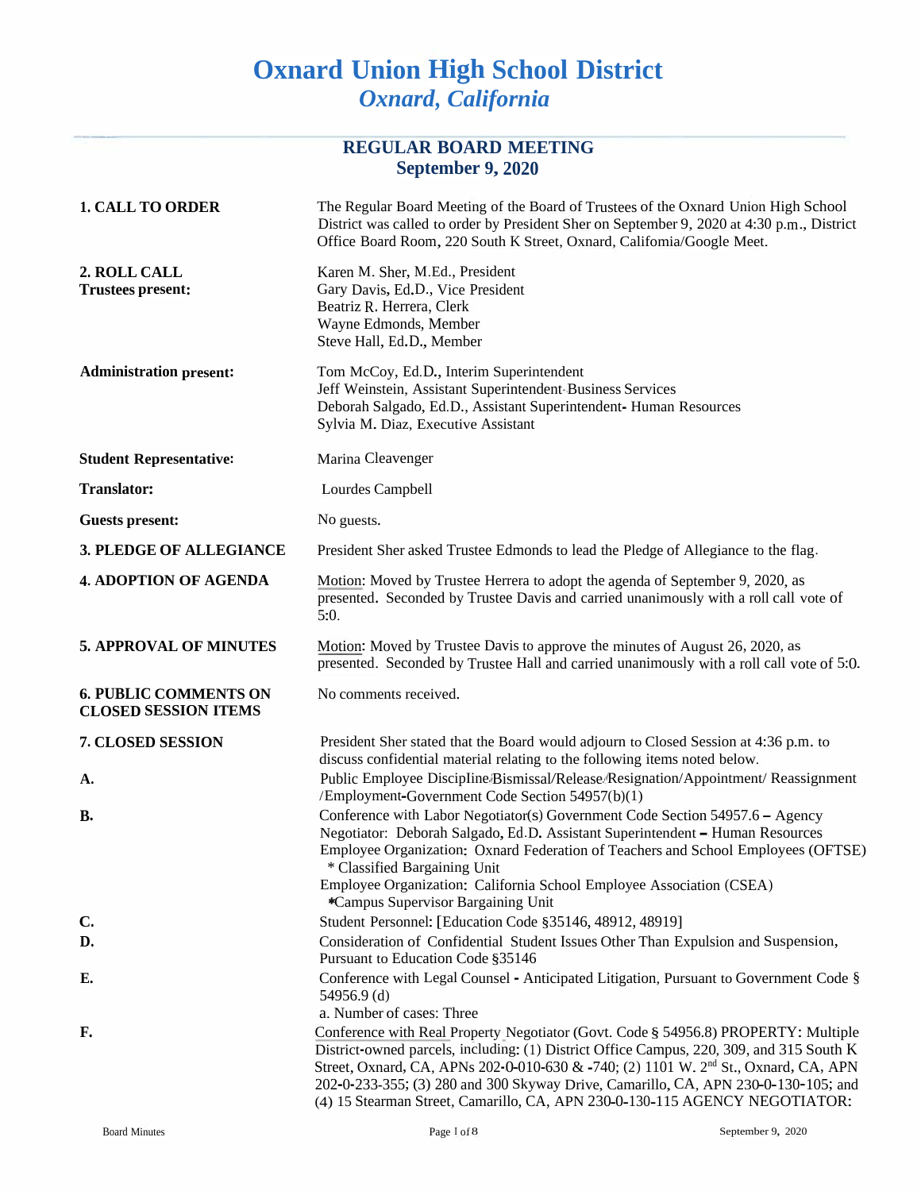# Oxnard Union High School District
## *Oxnard, California*

### REGULAR BOARD MEETING
### September 9, 2020

**1. CALL TO ORDER**

The Regular Board Meeting of the Board of Trustees of the Oxnard Union High School District was called to order by President Sher on September 9, 2020 at 4:30 p.m., District Office Board Room, 220 South K Street, Oxnard, California/Google Meet.

**2. ROLL CALL**
**Trustees present:**

Karen M. Sher, M.Ed., President
Gary Davis, Ed.D., Vice President
Beatriz R. Herrera, Clerk
Wayne Edmonds, Member
Steve Hall, Ed.D., Member

**Administration present:**

Tom McCoy, Ed.D., Interim Superintendent
Jeff Weinstein, Assistant Superintendent-Business Services
Deborah Salgado, Ed.D., Assistant Superintendent- Human Resources
Sylvia M. Diaz, Executive Assistant

**Student Representative:** Marina Cleavenger

**Translator:** Lourdes Campbell

**Guests present:** No guests.

**3. PLEDGE OF ALLEGIANCE**

President Sher asked Trustee Edmonds to lead the Pledge of Allegiance to the flag.

**4. ADOPTION OF AGENDA**

Motion: Moved by Trustee Herrera to adopt the agenda of September 9, 2020, as presented. Seconded by Trustee Davis and carried unanimously with a roll call vote of 5:0.

**5. APPROVAL OF MINUTES**

Motion: Moved by Trustee Davis to approve the minutes of August 26, 2020, as presented. Seconded by Trustee Hall and carried unanimously with a roll call vote of 5:0.

**6. PUBLIC COMMENTS ON CLOSED SESSION ITEMS**

No comments received.

**7. CLOSED SESSION**

President Sher stated that the Board would adjourn to Closed Session at 4:36 p.m. to discuss confidential material relating to the following items noted below.

**A.** Public Employee Discipline/Dismissal/Release/Resignation/Appointment/ Reassignment /Employment-Government Code Section 54957(b)(1)

**B.** Conference with Labor Negotiator(s) Government Code Section 54957.6 – Agency Negotiator: Deborah Salgado, Ed.D. Assistant Superintendent – Human Resources
Employee Organization: Oxnard Federation of Teachers and School Employees (OFTSE)
* Classified Bargaining Unit
Employee Organization: California School Employee Association (CSEA)
*Campus Supervisor Bargaining Unit

**C.** Student Personnel: [Education Code §35146, 48912, 48919]

**D.** Consideration of Confidential Student Issues Other Than Expulsion and Suspension, Pursuant to Education Code §35146

**E.** Conference with Legal Counsel - Anticipated Litigation, Pursuant to Government Code § 54956.9 (d)
a. Number of cases: Three

**F.** Conference with Real Property Negotiator (Govt. Code § 54956.8) PROPERTY: Multiple District-owned parcels, including: (1) District Office Campus, 220, 309, and 315 South K Street, Oxnard, CA, APNs 202-0-010-630 & -740; (2) 1101 W. 2nd St., Oxnard, CA, APN 202-0-233-355; (3) 280 and 300 Skyway Drive, Camarillo, CA, APN 230-0-130-105; and (4) 15 Stearman Street, Camarillo, CA, APN 230-0-130-115 AGENCY NEGOTIATOR: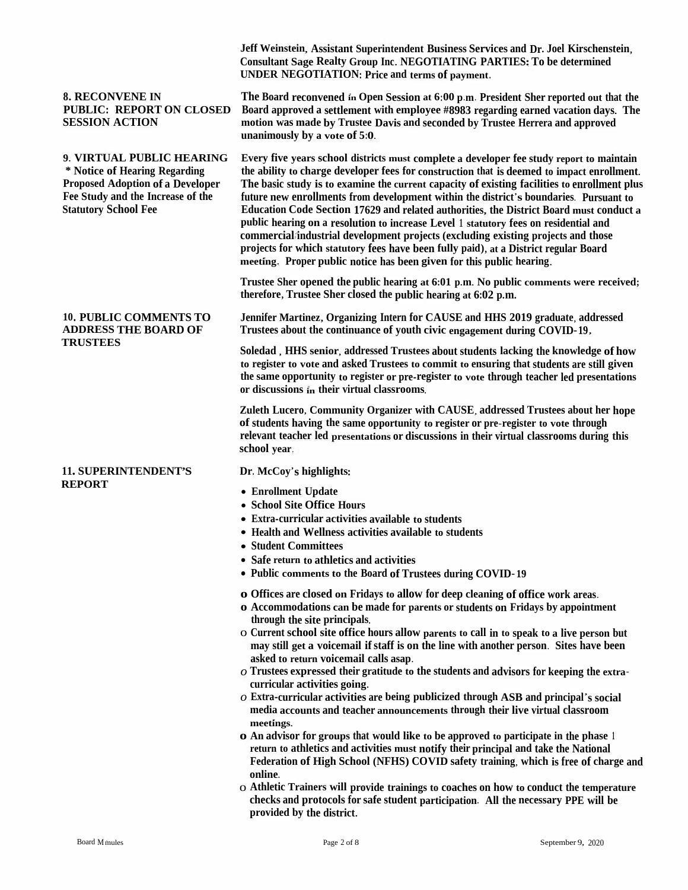**Jeff Weinstein, Assistant Superintendent Business Services and Dr. Joel Kirschenstein, Consultant Sage Realty Group Inc. NEGOTIATING PARTIES: To be determined UNDER NEGOTIATION: Price and terms of payment.**

**8. RECONVENE IN PUBLIC: REPORT ON CLOSED SESSION ACTION**

**The Board reconvened in Open Session at 6:00 p.m. President Sher reported out that the Board approved a settlement with employee #8983 regarding earned vacation days. The motion was made by Trustee Davis and seconded by Trustee Herrera and approved unanimously by a vote of 5:0.**

**9. VIRTUAL PUBLIC HEARING**
**\* Notice of Hearing Regarding Proposed Adoption of a Developer Fee Study and the Increase of the Statutory School Fee**

**Every five years school districts must complete a developer fee study report to maintain the ability to charge developer fees for construction that is deemed to impact enrollment. The basic study is to examine the current capacity of existing facilities to enrollment plus future new enrollments from development within the district's boundaries. Pursuant to Education Code Section 17629 and related authorities, the District Board must conduct a public hearing on a resolution to increase Level 1 statutory fees on residential and commercial/industrial development projects (excluding existing projects and those projects for which statutory fees have been fully paid), at a District regular Board meeting. Proper public notice has been given for this public hearing.**

**Trustee Sher opened the public hearing at 6:01 p.m. No public comments were received; therefore, Trustee Sher closed the public hearing at 6:02 p.m.**

**10. PUBLIC COMMENTS TO ADDRESS THE BOARD OF TRUSTEES**

**Jennifer Martinez, Organizing Intern for CAUSE and HHS 2019 graduate, addressed Trustees about the continuance of youth civic engagement during COVID-19.**

**Soledad , HHS senior, addressed Trustees about students lacking the knowledge of how to register to vote and asked Trustees to commit to ensuring that students are still given the same opportunity to register or pre-register to vote through teacher led presentations or discussions in their virtual classrooms.**

**Zuleth Lucero, Community Organizer with CAUSE, addressed Trustees about her hope of students having the same opportunity to register or pre-register to vote through relevant teacher led presentations or discussions in their virtual classrooms during this school year.**

**11. SUPERINTENDENT'S REPORT**

**Dr. McCoy's highlights:**

- **Enrollment Update**
- **School Site Office Hours**
- **Extra-curricular activities available to students**
- **Health and Wellness activities available to students**
- **Student Committees**
- **Safe return to athletics and activities**
- **Public comments to the Board of Trustees during COVID-19**

  - **Offices are closed on Fridays to allow for deep cleaning of office work areas.**
  - **Accommodations can be made for parents or students on Fridays by appointment through the site principals.**
  - **Current school site office hours allow parents to call in to speak to a live person but may still get a voicemail if staff is on the line with another person. Sites have been asked to return voicemail calls asap.**
  - **Trustees expressed their gratitude to the students and advisors for keeping the extra-curricular activities going.**
  - **Extra-curricular activities are being publicized through ASB and principal's social media accounts and teacher announcements through their live virtual classroom meetings.**
  - **An advisor for groups that would like to be approved to participate in the phase 1 return to athletics and activities must notify their principal and take the National Federation of High School (NFHS) COVID safety training, which is free of charge and online.**
  - **Athletic Trainers will provide trainings to coaches on how to conduct the temperature checks and protocols for safe student participation. All the necessary PPE will be provided by the district.**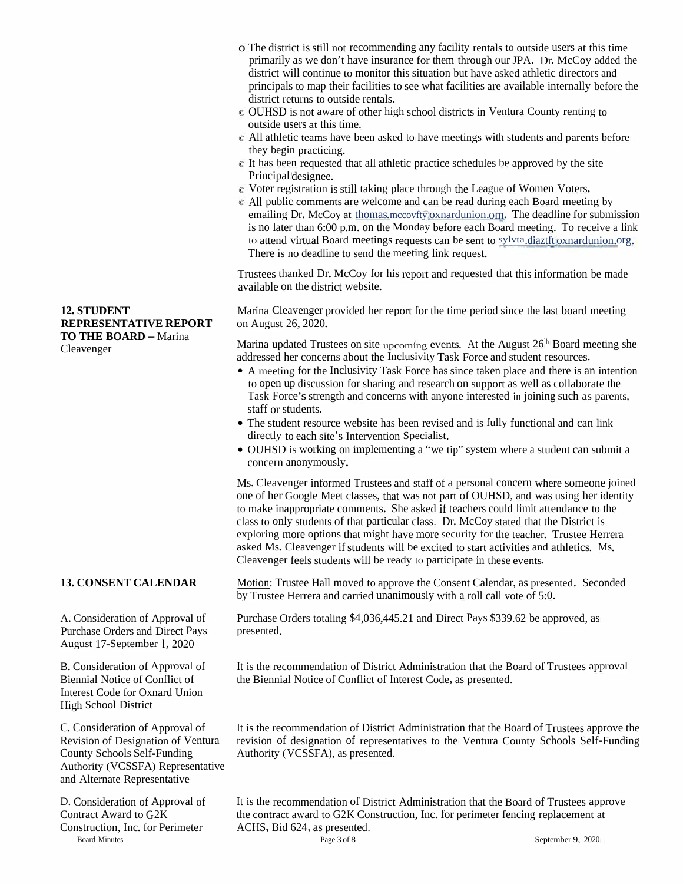- The district is still not recommending any facility rentals to outside users at this time primarily as we don't have insurance for them through our JPA. Dr. McCoy added the district will continue to monitor this situation but have asked athletic directors and principals to map their facilities to see what facilities are available internally before the district returns to outside rentals.
- OUHSD is not aware of other high school districts in Ventura County renting to outside users at this time.
- All athletic teams have been asked to have meetings with students and parents before they begin practicing.
- It has been requested that all athletic practice schedules be approved by the site Principal/designee.
- Voter registration is still taking place through the League of Women Voters.
- All public comments are welcome and can be read during each Board meeting by emailing Dr. McCoy at thomas.mccoy@oxnardunion.org. The deadline for submission is no later than 6:00 p.m. on the Monday before each Board meeting. To receive a link to attend virtual Board meetings requests can be sent to sylvia.diaz@oxnardunion.org. There is no deadline to send the meeting link request.

Trustees thanked Dr. McCoy for his report and requested that this information be made available on the district website.

**12. STUDENT REPRESENTATIVE REPORT TO THE BOARD –** Marina Cleavenger

Marina Cleavenger provided her report for the time period since the last board meeting on August 26, 2020.

Marina updated Trustees on site upcoming events. At the August 26th Board meeting she addressed her concerns about the Inclusivity Task Force and student resources.

- A meeting for the Inclusivity Task Force has since taken place and there is an intention to open up discussion for sharing and research on support as well as collaborate the Task Force's strength and concerns with anyone interested in joining such as parents, staff or students.
- The student resource website has been revised and is fully functional and can link directly to each site's Intervention Specialist.
- OUHSD is working on implementing a "we tip" system where a student can submit a concern anonymously.

Ms. Cleavenger informed Trustees and staff of a personal concern where someone joined one of her Google Meet classes, that was not part of OUHSD, and was using her identity to make inappropriate comments. She asked if teachers could limit attendance to the class to only students of that particular class. Dr. McCoy stated that the District is exploring more options that might have more security for the teacher. Trustee Herrera asked Ms. Cleavenger if students will be excited to start activities and athletics. Ms. Cleavenger feels students will be ready to participate in these events.

**13. CONSENT CALENDAR**

Motion: Trustee Hall moved to approve the Consent Calendar, as presented. Seconded by Trustee Herrera and carried unanimously with a roll call vote of 5:0.

A. Consideration of Approval of Purchase Orders and Direct Pays August 17-September 1, 2020

Purchase Orders totaling $4,036,445.21 and Direct Pays $339.62 be approved, as presented.

B. Consideration of Approval of Biennial Notice of Conflict of Interest Code for Oxnard Union High School District

It is the recommendation of District Administration that the Board of Trustees approval the Biennial Notice of Conflict of Interest Code, as presented.

C. Consideration of Approval of Revision of Designation of Ventura County Schools Self-Funding Authority (VCSSFA) Representative and Alternate Representative

It is the recommendation of District Administration that the Board of Trustees approve the revision of designation of representatives to the Ventura County Schools Self-Funding Authority (VCSSFA), as presented.

D. Consideration of Approval of Contract Award to G2K Construction, Inc. for Perimeter

It is the recommendation of District Administration that the Board of Trustees approve the contract award to G2K Construction, Inc. for perimeter fencing replacement at ACHS, Bid 624, as presented.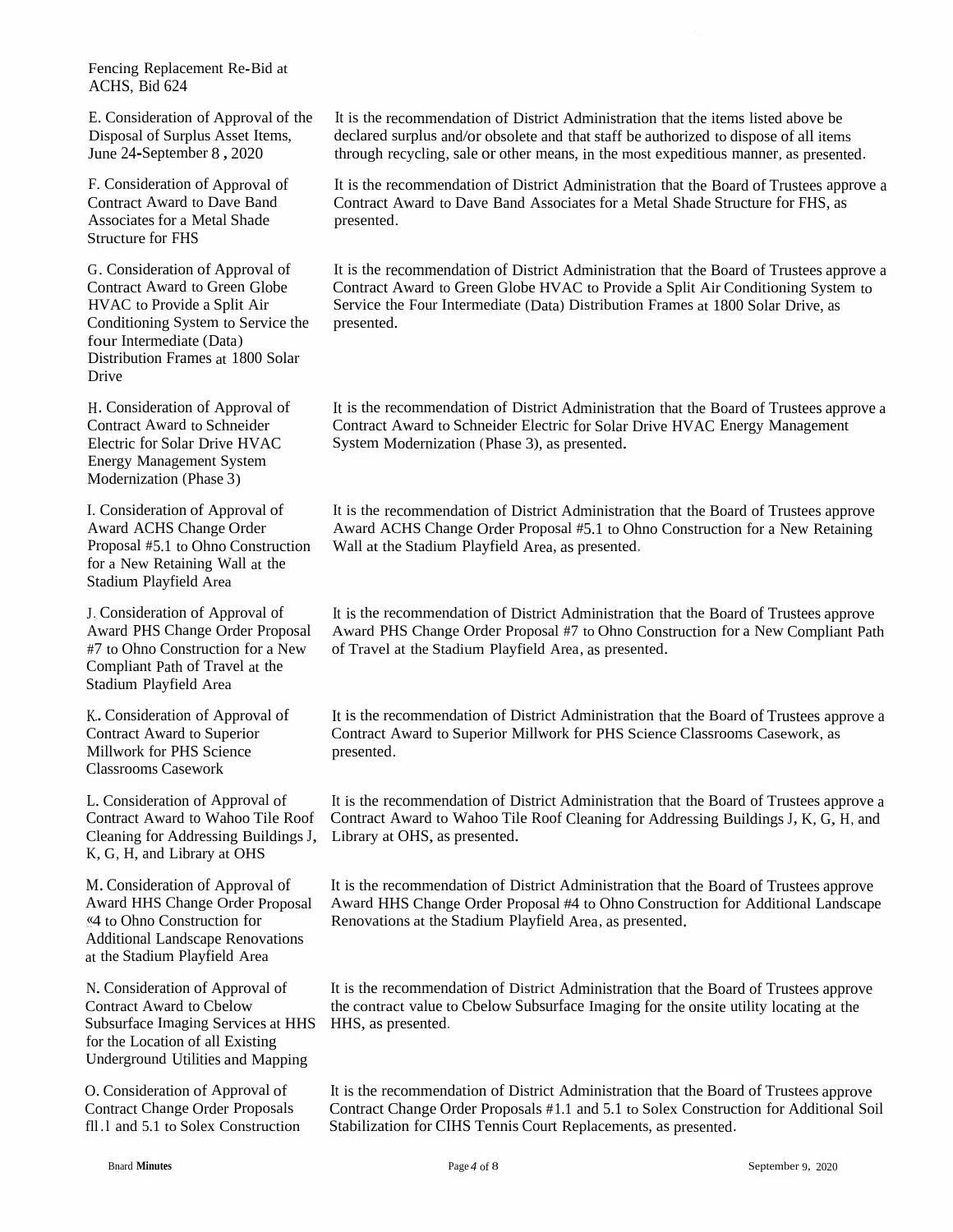Fencing Replacement Re-Bid at ACHS, Bid 624

| | |
|---|---|
| E. Consideration of Approval of the Disposal of Surplus Asset Items, June 24-September 8 , 2020 | It is the recommendation of District Administration that the items listed above be declared surplus and/or obsolete and that staff be authorized to dispose of all items through recycling, sale or other means, in the most expeditious manner, as presented. |
| F. Consideration of Approval of Contract Award to Dave Band Associates for a Metal Shade Structure for FHS | It is the recommendation of District Administration that the Board of Trustees approve a Contract Award to Dave Band Associates for a Metal Shade Structure for FHS, as presented. |
| G. Consideration of Approval of Contract Award to Green Globe HVAC to Provide a Split Air Conditioning System to Service the four Intermediate (Data) Distribution Frames at 1800 Solar Drive | It is the recommendation of District Administration that the Board of Trustees approve a Contract Award to Green Globe HVAC to Provide a Split Air Conditioning System to Service the Four Intermediate (Data) Distribution Frames at 1800 Solar Drive, as presented. |
| H. Consideration of Approval of Contract Award to Schneider Electric for Solar Drive HVAC Energy Management System Modernization (Phase 3) | It is the recommendation of District Administration that the Board of Trustees approve a Contract Award to Schneider Electric for Solar Drive HVAC Energy Management System Modernization (Phase 3), as presented. |
| I. Consideration of Approval of Award ACHS Change Order Proposal #5.1 to Ohno Construction for a New Retaining Wall at the Stadium Playfield Area | It is the recommendation of District Administration that the Board of Trustees approve Award ACHS Change Order Proposal #5.1 to Ohno Construction for a New Retaining Wall at the Stadium Playfield Area, as presented. |
| J. Consideration of Approval of Award PHS Change Order Proposal #7 to Ohno Construction for a New Compliant Path of Travel at the Stadium Playfield Area | It is the recommendation of District Administration that the Board of Trustees approve Award PHS Change Order Proposal #7 to Ohno Construction for a New Compliant Path of Travel at the Stadium Playfield Area, as presented. |
| K. Consideration of Approval of Contract Award to Superior Millwork for PHS Science Classrooms Casework | It is the recommendation of District Administration that the Board of Trustees approve a Contract Award to Superior Millwork for PHS Science Classrooms Casework, as presented. |
| L. Consideration of Approval of Contract Award to Wahoo Tile Roof Cleaning for Addressing Buildings J, K, G, H, and Library at OHS | It is the recommendation of District Administration that the Board of Trustees approve a Contract Award to Wahoo Tile Roof Cleaning for Addressing Buildings J, K, G, H, and Library at OHS, as presented. |
| M. Consideration of Approval of Award HHS Change Order Proposal «4 to Ohno Construction for Additional Landscape Renovations at the Stadium Playfield Area | It is the recommendation of District Administration that the Board of Trustees approve Award HHS Change Order Proposal #4 to Ohno Construction for Additional Landscape Renovations at the Stadium Playfield Area, as presented. |
| N. Consideration of Approval of Contract Award to Cbelow Subsurface Imaging Services at HHS for the Location of all Existing Underground Utilities and Mapping | It is the recommendation of District Administration that the Board of Trustees approve the contract value to Cbelow Subsurface Imaging for the onsite utility locating at the HHS, as presented. |
| O. Consideration of Approval of Contract Change Order Proposals fll.1 and 5.1 to Solex Construction | It is the recommendation of District Administration that the Board of Trustees approve Contract Change Order Proposals #1.1 and 5.1 to Solex Construction for Additional Soil Stabilization for CIHS Tennis Court Replacements, as presented. |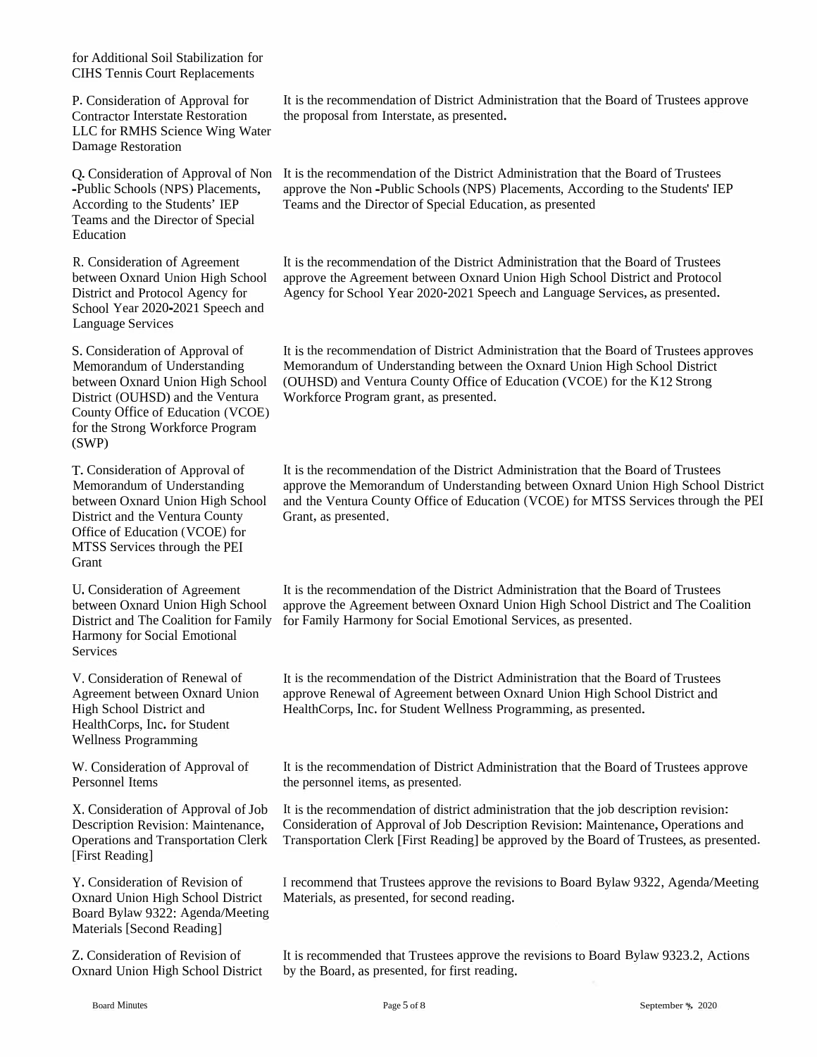for Additional Soil Stabilization for CIHS Tennis Court Replacements

| | |
|---|---|
| P. Consideration of Approval for Contractor Interstate Restoration LLC for RMHS Science Wing Water Damage Restoration | It is the recommendation of District Administration that the Board of Trustees approve the proposal from Interstate, as presented. |
| Q. Consideration of Approval of Non -Public Schools (NPS) Placements, According to the Students' IEP Teams and the Director of Special Education | It is the recommendation of the District Administration that the Board of Trustees approve the Non -Public Schools (NPS) Placements, According to the Students' IEP Teams and the Director of Special Education, as presented |
| R. Consideration of Agreement between Oxnard Union High School District and Protocol Agency for School Year 2020-2021 Speech and Language Services | It is the recommendation of the District Administration that the Board of Trustees approve the Agreement between Oxnard Union High School District and Protocol Agency for School Year 2020-2021 Speech and Language Services, as presented. |
| S. Consideration of Approval of Memorandum of Understanding between Oxnard Union High School District (OUHSD) and the Ventura County Office of Education (VCOE) for the Strong Workforce Program (SWP) | It is the recommendation of District Administration that the Board of Trustees approves Memorandum of Understanding between the Oxnard Union High School District (OUHSD) and Ventura County Office of Education (VCOE) for the K12 Strong Workforce Program grant, as presented. |
| T. Consideration of Approval of Memorandum of Understanding between Oxnard Union High School District and the Ventura County Office of Education (VCOE) for MTSS Services through the PEI Grant | It is the recommendation of the District Administration that the Board of Trustees approve the Memorandum of Understanding between Oxnard Union High School District and the Ventura County Office of Education (VCOE) for MTSS Services through the PEI Grant, as presented. |
| U. Consideration of Agreement between Oxnard Union High School District and The Coalition for Family Harmony for Social Emotional Services | It is the recommendation of the District Administration that the Board of Trustees approve the Agreement between Oxnard Union High School District and The Coalition for Family Harmony for Social Emotional Services, as presented. |
| V. Consideration of Renewal of Agreement between Oxnard Union High School District and HealthCorps, Inc. for Student Wellness Programming | It is the recommendation of the District Administration that the Board of Trustees approve Renewal of Agreement between Oxnard Union High School District and HealthCorps, Inc. for Student Wellness Programming, as presented. |
| W. Consideration of Approval of Personnel Items | It is the recommendation of District Administration that the Board of Trustees approve the personnel items, as presented. |
| X. Consideration of Approval of Job Description Revision: Maintenance, Operations and Transportation Clerk [First Reading] | It is the recommendation of district administration that the job description revision: Consideration of Approval of Job Description Revision: Maintenance, Operations and Transportation Clerk [First Reading] be approved by the Board of Trustees, as presented. |
| Y. Consideration of Revision of Oxnard Union High School District Board Bylaw 9322: Agenda/Meeting Materials [Second Reading] | I recommend that Trustees approve the revisions to Board Bylaw 9322, Agenda/Meeting Materials, as presented, for second reading. |
| Z. Consideration of Revision of Oxnard Union High School District | It is recommended that Trustees approve the revisions to Board Bylaw 9323.2, Actions by the Board, as presented, for first reading. |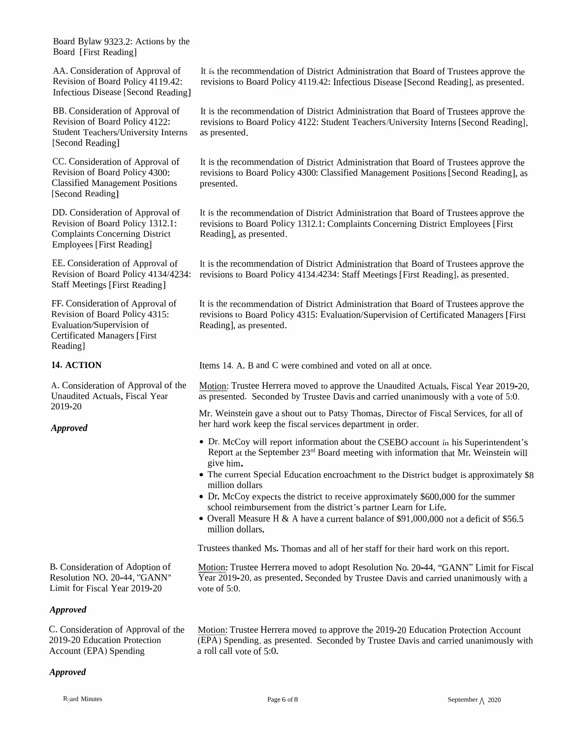Board Bylaw 9323.2: Actions by the Board [First Reading]

AA. Consideration of Approval of Revision of Board Policy 4119.42: Infectious Disease [Second Reading]

It is the recommendation of District Administration that Board of Trustees approve the revisions to Board Policy 4119.42: Infectious Disease [Second Reading], as presented.

BB. Consideration of Approval of Revision of Board Policy 4122: Student Teachers/University Interns [Second Reading]

It is the recommendation of District Administration that Board of Trustees approve the revisions to Board Policy 4122: Student Teachers/University Interns [Second Reading], as presented.

CC. Consideration of Approval of Revision of Board Policy 4300: Classified Management Positions [Second Reading]

It is the recommendation of District Administration that Board of Trustees approve the revisions to Board Policy 4300: Classified Management Positions [Second Reading], as presented.

DD. Consideration of Approval of Revision of Board Policy 1312.1: Complaints Concerning District Employees [First Reading]

It is the recommendation of District Administration that Board of Trustees approve the revisions to Board Policy 1312.1: Complaints Concerning District Employees [First Reading], as presented.

EE. Consideration of Approval of Revision of Board Policy 4134/4234: Staff Meetings [First Reading]

It is the recommendation of District Administration that Board of Trustees approve the revisions to Board Policy 4134/4234: Staff Meetings [First Reading], as presented.

FF. Consideration of Approval of Revision of Board Policy 4315: Evaluation/Supervision of Certificated Managers [First Reading]

It is the recommendation of District Administration that Board of Trustees approve the revisions to Board Policy 4315: Evaluation/Supervision of Certificated Managers [First Reading], as presented.

## 14. ACTION

Items 14. A, B and C were combined and voted on all at once.

A. Consideration of Approval of the Unaudited Actuals, Fiscal Year 2019-20

***Approved***

Motion: Trustee Herrera moved to approve the Unaudited Actuals, Fiscal Year 2019-20, as presented. Seconded by Trustee Davis and carried unanimously with a vote of 5:0.

Mr. Weinstein gave a shout out to Patsy Thomas, Director of Fiscal Services, for all of her hard work keep the fiscal services department in order.

- Dr. McCoy will report information about the CSEBO account in his Superintendent's Report at the September 23rd Board meeting with information that Mr. Weinstein will give him.
- The current Special Education encroachment to the District budget is approximately $8 million dollars
- Dr. McCoy expects the district to receive approximately $600,000 for the summer school reimbursement from the district's partner Learn for Life.
- Overall Measure H & A have a current balance of $91,000,000 not a deficit of $56.5 million dollars.

Trustees thanked Ms. Thomas and all of her staff for their hard work on this report.

B. Consideration of Adoption of Resolution NO. 20-44, "GANN" Limit for Fiscal Year 2019-20

***Approved***

Motion: Trustee Herrera moved to adopt Resolution No. 20-44, "GANN" Limit for Fiscal Year 2019-20, as presented. Seconded by Trustee Davis and carried unanimously with a vote of 5:0.

C. Consideration of Approval of the 2019-20 Education Protection Account (EPA) Spending

***Approved***

Motion: Trustee Herrera moved to approve the 2019-20 Education Protection Account (EPA) Spending, as presented. Seconded by Trustee Davis and carried unanimously with a roll call vote of 5:0.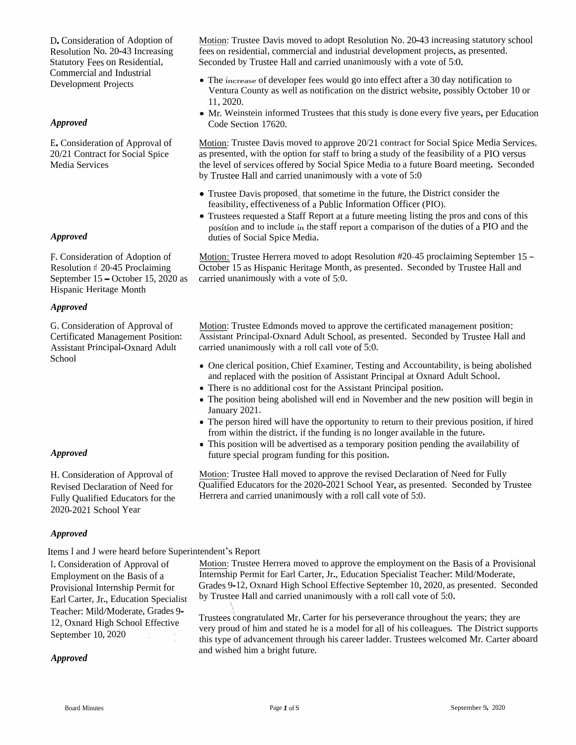**D. Consideration of Adoption of Resolution No. 20-43 Increasing Statutory Fees on Residential, Commercial and Industrial Development Projects**

*Approved*

Motion: Trustee Davis moved to adopt Resolution No. 20-43 increasing statutory school fees on residential, commercial and industrial development projects, as presented. Seconded by Trustee Hall and carried unanimously with a vote of 5:0.

- The increase of developer fees would go into effect after a 30 day notification to Ventura County as well as notification on the district website, possibly October 10 or 11, 2020.
- Mr. Weinstein informed Trustees that this study is done every five years, per Education Code Section 17620.

**E. Consideration of Approval of 20/21 Contract for Social Spice Media Services**

*Approved*

Motion: Trustee Davis moved to approve 20/21 contract for Social Spice Media Services, as presented, with the option for staff to bring a study of the feasibility of a PIO versus the level of services offered by Social Spice Media to a future Board meeting. Seconded by Trustee Hall and carried unanimously with a vote of 5:0

- Trustee Davis proposed, that sometime in the future, the District consider the feasibility, effectiveness of a Public Information Officer (PIO).
- Trustees requested a Staff Report at a future meeting listing the pros and cons of this position and to include in the staff report a comparison of the duties of a PIO and the duties of Social Spice Media.

**F. Consideration of Adoption of Resolution # 20-45 Proclaiming September 15 – October 15, 2020 as Hispanic Heritage Month**

*Approved*

Motion: Trustee Herrera moved to adopt Resolution #20-45 proclaiming September 15 – October 15 as Hispanic Heritage Month, as presented. Seconded by Trustee Hall and carried unanimously with a vote of 5:0.

**G. Consideration of Approval of Certificated Management Position: Assistant Principal-Oxnard Adult School**

*Approved*

Motion: Trustee Edmonds moved to approve the certificated management position: Assistant Principal-Oxnard Adult School, as presented. Seconded by Trustee Hall and carried unanimously with a roll call vote of 5:0.

- One clerical position, Chief Examiner, Testing and Accountability, is being abolished and replaced with the position of Assistant Principal at Oxnard Adult School.
- There is no additional cost for the Assistant Principal position.
- The position being abolished will end in November and the new position will begin in January 2021.
- The person hired will have the opportunity to return to their previous position, if hired from within the district, if the funding is no longer available in the future.
- This position will be advertised as a temporary position pending the availability of future special program funding for this position.

**H. Consideration of Approval of Revised Declaration of Need for Fully Qualified Educators for the 2020-2021 School Year**

*Approved*

Motion: Trustee Hall moved to approve the revised Declaration of Need for Fully Qualified Educators for the 2020-2021 School Year, as presented. Seconded by Trustee Herrera and carried unanimously with a roll call vote of 5:0.

Items I and J were heard before Superintendent's Report

**I. Consideration of Approval of Employment on the Basis of a Provisional Internship Permit for Earl Carter, Jr., Education Specialist Teacher: Mild/Moderate, Grades 9-12, Oxnard High School Effective September 10, 2020**

*Approved*

Motion: Trustee Herrera moved to approve the employment on the Basis of a Provisional Internship Permit for Earl Carter, Jr., Education Specialist Teacher: Mild/Moderate, Grades 9-12, Oxnard High School Effective September 10, 2020, as presented. Seconded by Trustee Hall and carried unanimously with a roll call vote of 5:0.

Trustees congratulated Mr. Carter for his perseverance throughout the years; they are very proud of him and stated he is a model for all of his colleagues. The District supports this type of advancement through his career ladder. Trustees welcomed Mr. Carter aboard and wished him a bright future.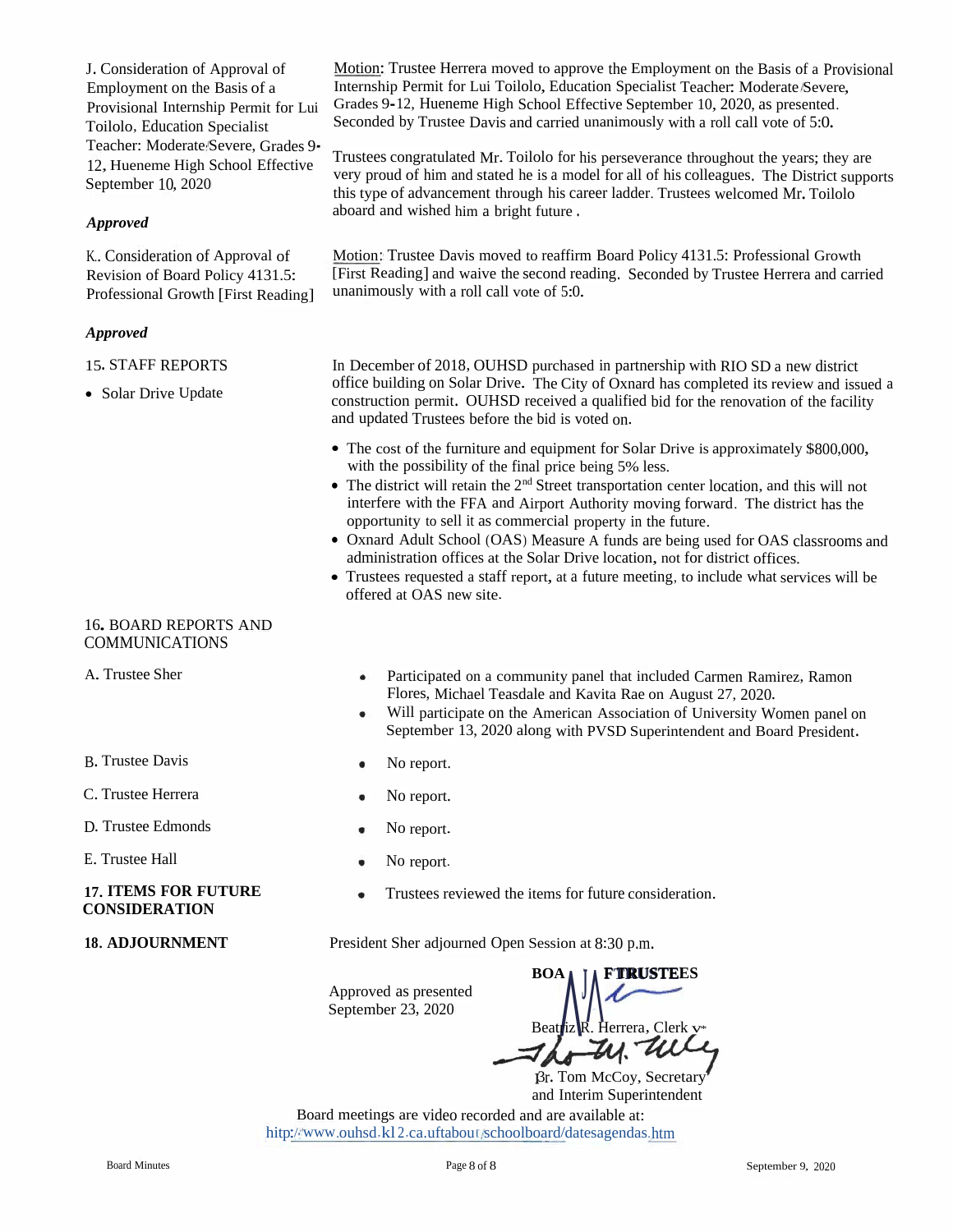J. Consideration of Approval of Employment on the Basis of a Provisional Internship Permit for Lui Toilolo, Education Specialist Teacher: Moderate/Severe, Grades 9-12, Hueneme High School Effective September 10, 2020

*Approved*

Motion: Trustee Herrera moved to approve the Employment on the Basis of a Provisional Internship Permit for Lui Toilolo, Education Specialist Teacher: Moderate/Severe, Grades 9-12, Hueneme High School Effective September 10, 2020, as presented. Seconded by Trustee Davis and carried unanimously with a roll call vote of 5:0.

Trustees congratulated Mr. Toilolo for his perseverance throughout the years; they are very proud of him and stated he is a model for all of his colleagues. The District supports this type of advancement through his career ladder. Trustees welcomed Mr. Toilolo aboard and wished him a bright future.

K. Consideration of Approval of Revision of Board Policy 4131.5: Professional Growth [First Reading]

*Approved*

Motion: Trustee Davis moved to reaffirm Board Policy 4131.5: Professional Growth [First Reading] and waive the second reading. Seconded by Trustee Herrera and carried unanimously with a roll call vote of 5:0.

15. STAFF REPORTS

- Solar Drive Update

In December of 2018, OUHSD purchased in partnership with RIO SD a new district office building on Solar Drive. The City of Oxnard has completed its review and issued a construction permit. OUHSD received a qualified bid for the renovation of the facility and updated Trustees before the bid is voted on.

- The cost of the furniture and equipment for Solar Drive is approximately $800,000, with the possibility of the final price being 5% less.
- The district will retain the 2nd Street transportation center location, and this will not interfere with the FFA and Airport Authority moving forward. The district has the opportunity to sell it as commercial property in the future.
- Oxnard Adult School (OAS) Measure A funds are being used for OAS classrooms and administration offices at the Solar Drive location, not for district offices.
- Trustees requested a staff report, at a future meeting, to include what services will be offered at OAS new site.

16. BOARD REPORTS AND COMMUNICATIONS

A. Trustee Sher

- Participated on a community panel that included Carmen Ramirez, Ramon Flores, Michael Teasdale and Kavita Rae on August 27, 2020.
- Will participate on the American Association of University Women panel on September 13, 2020 along with PVSD Superintendent and Board President.

B. Trustee Davis

- No report.

C. Trustee Herrera

- No report.

D. Trustee Edmonds

- No report.

E. Trustee Hall

- No report.

**17. ITEMS FOR FUTURE CONSIDERATION**

- Trustees reviewed the items for future consideration.

**18. ADJOURNMENT**

President Sher adjourned Open Session at 8:30 p.m.

Approved as presented
September 23, 2020

**BOARD OF TRUSTEES**

Beatriz R. Herrera, Clerk

Dr. Tom McCoy, Secretary
and Interim Superintendent

Board meetings are video recorded and are available at:
http://www.ouhsd.k12.ca.us/aboutus/schoolboard/datesagendas.htm